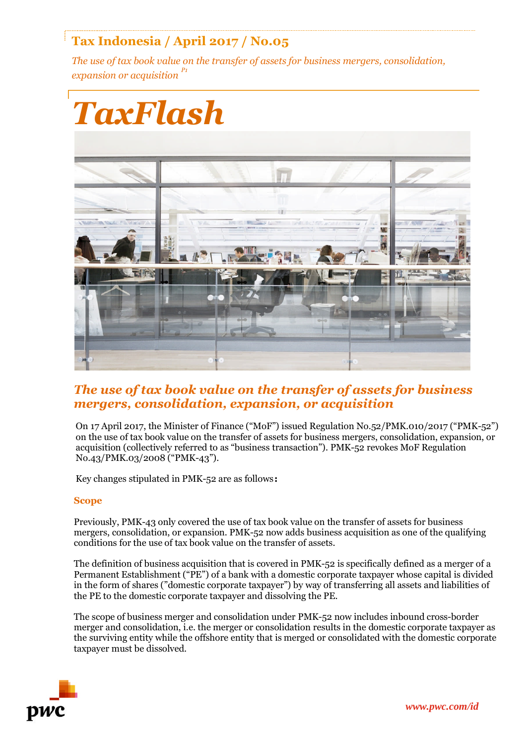# Tax Indonesia / April 2017 / No.05

*The use of tax book value on the transfer of assets for business mergers, consolidation, expansion or acquisition* [P1]

# *TaxFlash*

## *The use of tax book value on the transfer of assets for business mergers, consolidation, expansion, or acquisition*

On 17 April 2017, the Minister of Finance ("MoF") issued Regulation No.52/PMK.010/2017 ("PMK-52") on the use of tax book value on the transfer of assets for business mergers, consolidation, expansion, or acquisition (collectively referred to as "business transaction"). PMK-52 revokes MoF Regulation No.43/PMK.03/2008 ("PMK-43").

Key changes stipulated in PMK-52 are as follows**:**

### Scope

Previously, PMK-43 only covered the use of tax book value on the transfer of assets for business mergers, consolidation, or expansion. PMK-52 now adds business acquisition as one of the qualifying conditions for the use of tax book value on the transfer of assets.

The definition of business acquisition that is covered in PMK-52 is specifically defined as a merger of a Permanent Establishment ("PE") of a bank with a domestic corporate taxpayer whose capital is divided in the form of shares ("domestic corporate taxpayer") by way of transferring all assets and liabilities of the PE to the domestic corporate taxpayer and dissolving the PE.

The scope of business merger and consolidation under PMK-52 now includes inbound cross-border merger and consolidation, i.e. the merger or consolidation results in the domestic corporate taxpayer as the surviving entity while the offshore entity that is merged or consolidated with the domestic corporate taxpayer must be dissolved.

*www.pwc.com/id*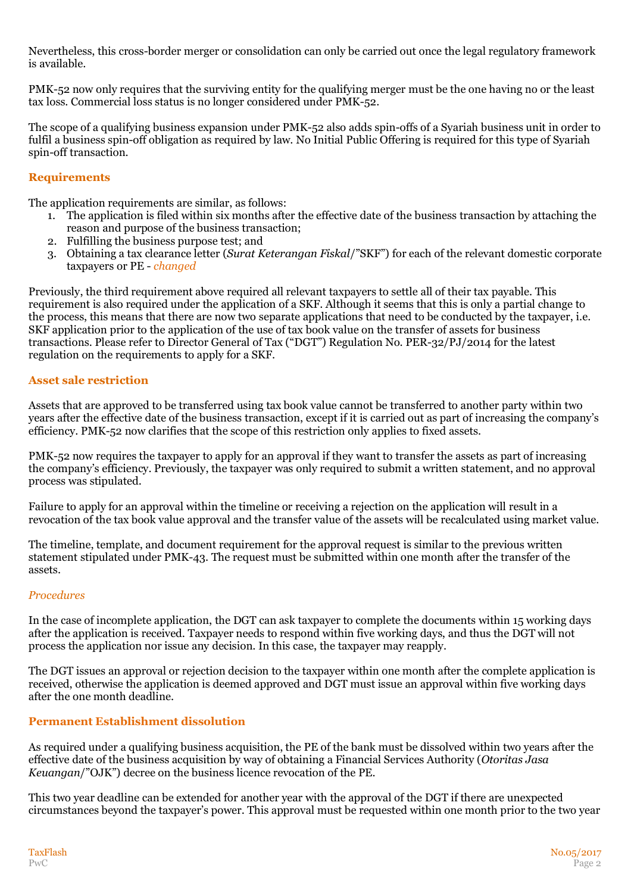Nevertheless, this cross-border merger or consolidation can only be carried out once the legal regulatory framework is available.

PMK-52 now only requires that the surviving entity for the qualifying merger must be the one having no or the least tax loss. Commercial loss status is no longer considered under PMK-52.

The scope of a qualifying business expansion under PMK-52 also adds spin-offs of a Syariah business unit in order to fulfil a business spin-off obligation as required by law. No Initial Public Offering is required for this type of Syariah spin-off transaction.

## Requirements

The application requirements are similar, as follows:

1. The application is filed within six months after the effective date of the business transaction by attaching the reason and purpose of the business transaction;
2. Fulfilling the business purpose test; and
3. Obtaining a tax clearance letter (*Surat Keterangan Fiskal*/"SKF") for each of the relevant domestic corporate taxpayers or PE - *changed*

Previously, the third requirement above required all relevant taxpayers to settle all of their tax payable. This requirement is also required under the application of a SKF. Although it seems that this is only a partial change to the process, this means that there are now two separate applications that need to be conducted by the taxpayer, i.e. SKF application prior to the application of the use of tax book value on the transfer of assets for business transactions. Please refer to Director General of Tax ("DGT") Regulation No. PER-32/PJ/2014 for the latest regulation on the requirements to apply for a SKF.

## Asset sale restriction

Assets that are approved to be transferred using tax book value cannot be transferred to another party within two years after the effective date of the business transaction, except if it is carried out as part of increasing the company's efficiency. PMK-52 now clarifies that the scope of this restriction only applies to fixed assets.

PMK-52 now requires the taxpayer to apply for an approval if they want to transfer the assets as part of increasing the company's efficiency. Previously, the taxpayer was only required to submit a written statement, and no approval process was stipulated.

Failure to apply for an approval within the timeline or receiving a rejection on the application will result in a revocation of the tax book value approval and the transfer value of the assets will be recalculated using market value.

The timeline, template, and document requirement for the approval request is similar to the previous written statement stipulated under PMK-43. The request must be submitted within one month after the transfer of the assets.

### *Procedures*

In the case of incomplete application, the DGT can ask taxpayer to complete the documents within 15 working days after the application is received. Taxpayer needs to respond within five working days, and thus the DGT will not process the application nor issue any decision. In this case, the taxpayer may reapply.

The DGT issues an approval or rejection decision to the taxpayer within one month after the complete application is received, otherwise the application is deemed approved and DGT must issue an approval within five working days after the one month deadline.

## Permanent Establishment dissolution

As required under a qualifying business acquisition, the PE of the bank must be dissolved within two years after the effective date of the business acquisition by way of obtaining a Financial Services Authority (*Otoritas Jasa Keuangan*/"OJK") decree on the business licence revocation of the PE.

This two year deadline can be extended for another year with the approval of the DGT if there are unexpected circumstances beyond the taxpayer's power. This approval must be requested within one month prior to the two year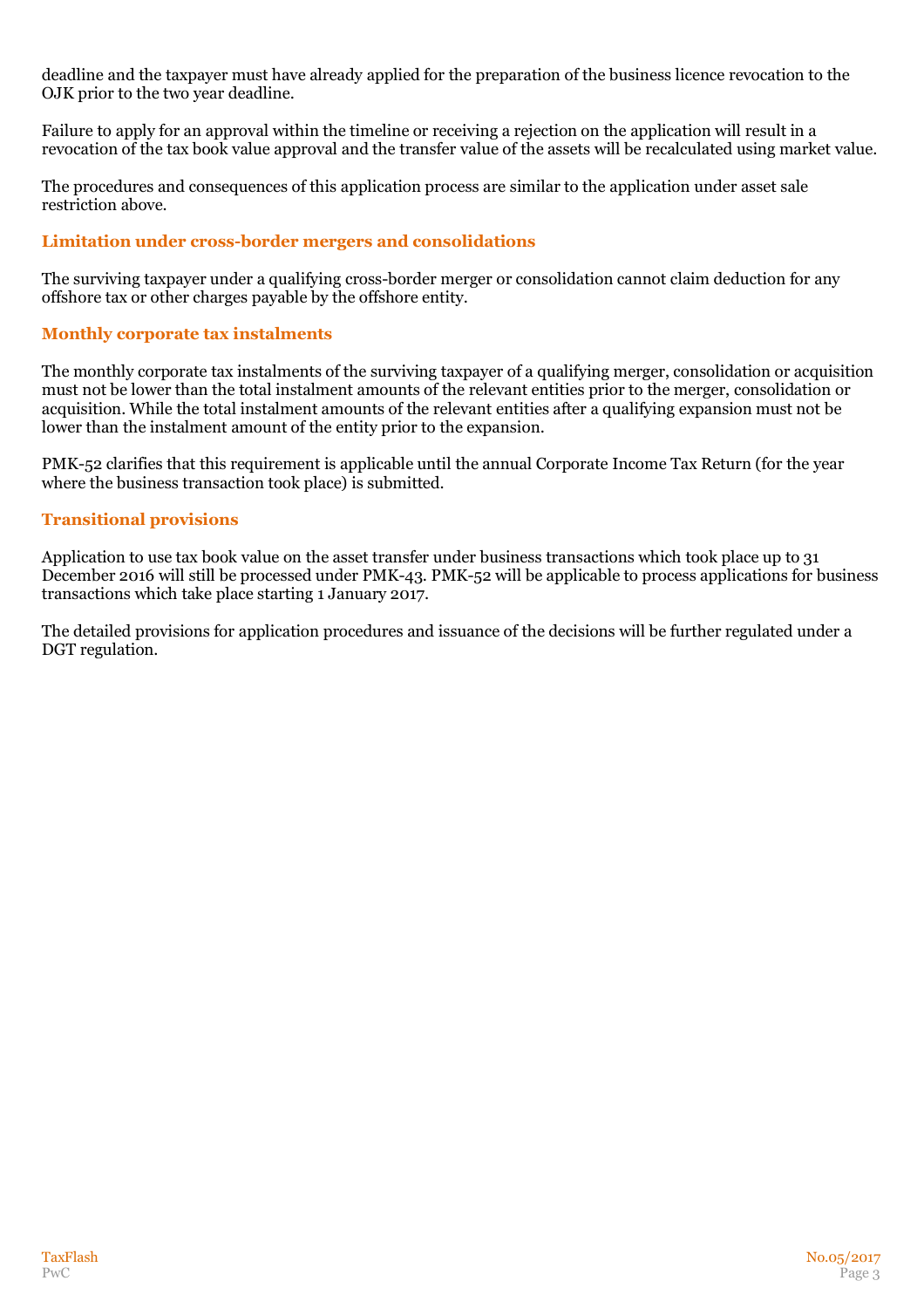deadline and the taxpayer must have already applied for the preparation of the business licence revocation to the OJK prior to the two year deadline.

Failure to apply for an approval within the timeline or receiving a rejection on the application will result in a revocation of the tax book value approval and the transfer value of the assets will be recalculated using market value.

The procedures and consequences of this application process are similar to the application under asset sale restriction above.

### Limitation under cross-border mergers and consolidations

The surviving taxpayer under a qualifying cross-border merger or consolidation cannot claim deduction for any offshore tax or other charges payable by the offshore entity.

### Monthly corporate tax instalments

The monthly corporate tax instalments of the surviving taxpayer of a qualifying merger, consolidation or acquisition must not be lower than the total instalment amounts of the relevant entities prior to the merger, consolidation or acquisition. While the total instalment amounts of the relevant entities after a qualifying expansion must not be lower than the instalment amount of the entity prior to the expansion.

PMK-52 clarifies that this requirement is applicable until the annual Corporate Income Tax Return (for the year where the business transaction took place) is submitted.

### Transitional provisions

Application to use tax book value on the asset transfer under business transactions which took place up to 31 December 2016 will still be processed under PMK-43. PMK-52 will be applicable to process applications for business transactions which take place starting 1 January 2017.

The detailed provisions for application procedures and issuance of the decisions will be further regulated under a DGT regulation.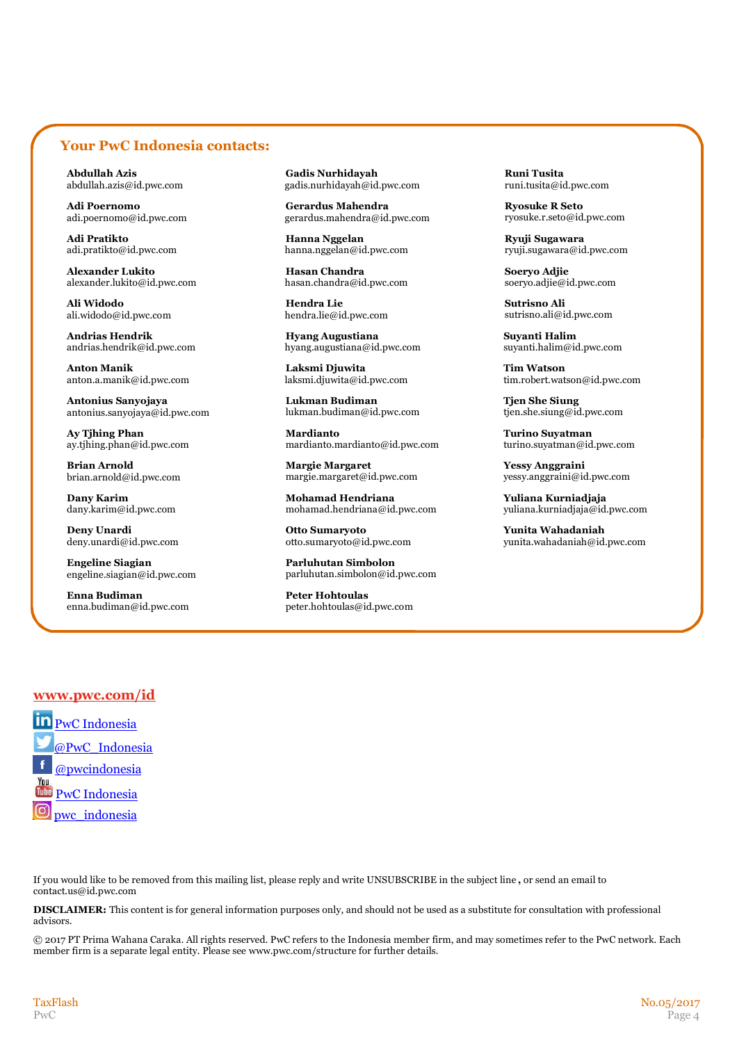## Your PwC Indonesia contacts:

**Abdullah Azis**
abdullah.azis@id.pwc.com

**Adi Poernomo**
adi.poernomo@id.pwc.com

**Adi Pratikto**
adi.pratikto@id.pwc.com

**Alexander Lukito**
alexander.lukito@id.pwc.com

**Ali Widodo**
ali.widodo@id.pwc.com

**Andrias Hendrik**
andrias.hendrik@id.pwc.com

**Anton Manik**
anton.a.manik@id.pwc.com

**Antonius Sanyojaya**
antonius.sanyojaya@id.pwc.com

**Ay Tjhing Phan**
ay.tjhing.phan@id.pwc.com

**Brian Arnold**
brian.arnold@id.pwc.com

**Dany Karim**
dany.karim@id.pwc.com

**Deny Unardi**
deny.unardi@id.pwc.com

**Engeline Siagian**
engeline.siagian@id.pwc.com

**Enna Budiman**
enna.budiman@id.pwc.com

**Gadis Nurhidayah**
gadis.nurhidayah@id.pwc.com

**Gerardus Mahendra**
gerardus.mahendra@id.pwc.com

**Hanna Nggelan**
hanna.nggelan@id.pwc.com

**Hasan Chandra**
hasan.chandra@id.pwc.com

**Hendra Lie**
hendra.lie@id.pwc.com

**Hyang Augustiana**
hyang.augustiana@id.pwc.com

**Laksmi Djuwita**
laksmi.djuwita@id.pwc.com

**Lukman Budiman**
lukman.budiman@id.pwc.com

**Mardianto**
mardianto.mardianto@id.pwc.com

**Margie Margaret**
margie.margaret@id.pwc.com

**Mohamad Hendriana**
mohamad.hendriana@id.pwc.com

**Otto Sumaryoto**
otto.sumaryoto@id.pwc.com

**Parluhutan Simbolon**
parluhutan.simbolon@id.pwc.com

**Peter Hohtoulas**
peter.hohtoulas@id.pwc.com

**Runi Tusita**
runi.tusita@id.pwc.com

**Ryosuke R Seto**
ryosuke.r.seto@id.pwc.com

**Ryuji Sugawara**
ryuji.sugawara@id.pwc.com

**Soeryo Adjie**
soeryo.adjie@id.pwc.com

**Sutrisno Ali**
sutrisno.ali@id.pwc.com

**Suyanti Halim**
suyanti.halim@id.pwc.com

**Tim Watson**
tim.robert.watson@id.pwc.com

**Tjen She Siung**
tjen.she.siung@id.pwc.com

**Turino Suyatman**
turino.suyatman@id.pwc.com

**Yessy Anggraini**
yessy.anggraini@id.pwc.com

**Yuliana Kurniadjaja**
yuliana.kurniadjaja@id.pwc.com

**Yunita Wahadaniah**
yunita.wahadaniah@id.pwc.com

**www.pwc.com/id**

PwC Indonesia

@PwC_Indonesia

@pwcindonesia

PwC Indonesia

pwc_indonesia

If you would like to be removed from this mailing list, please reply and write UNSUBSCRIBE in the subject line , or send an email to contact.us@id.pwc.com

**DISCLAIMER:** This content is for general information purposes only, and should not be used as a substitute for consultation with professional advisors.

© 2017 PT Prima Wahana Caraka. All rights reserved. PwC refers to the Indonesia member firm, and may sometimes refer to the PwC network. Each member firm is a separate legal entity. Please see www.pwc.com/structure for further details.